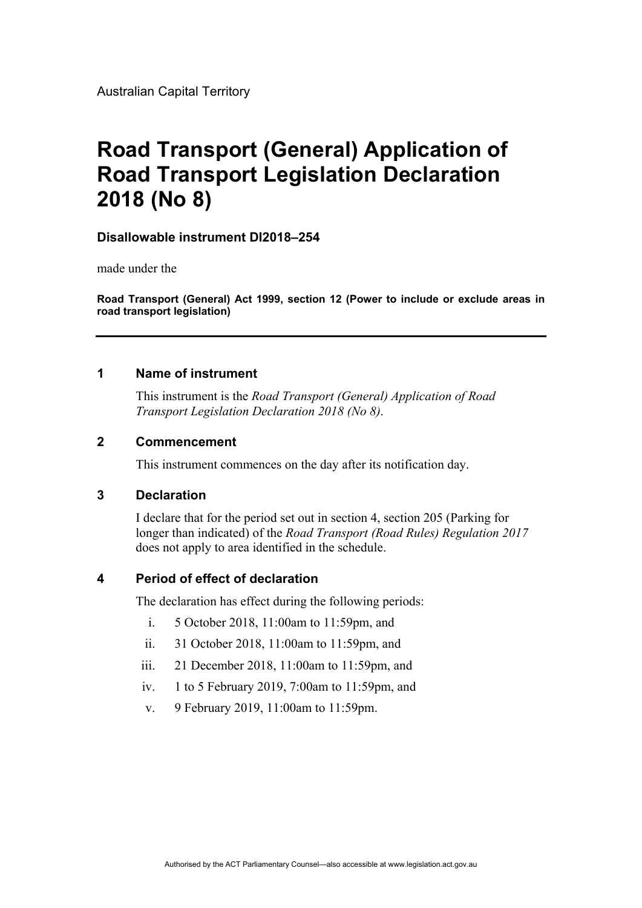Australian Capital Territory

# Road Transport (General) Application of Road Transport Legislation Declaration 2018 (No 8)

**Disallowable instrument DI2018–254**

made under the

**Road Transport (General) Act 1999, section 12 (Power to include or exclude areas in road transport legislation)**

---

## 1 Name of instrument

This instrument is the *Road Transport (General) Application of Road Transport Legislation Declaration 2018 (No 8)*.

## 2 Commencement

This instrument commences on the day after its notification day.

## 3 Declaration

I declare that for the period set out in section 4, section 205 (Parking for longer than indicated) of the *Road Transport (Road Rules) Regulation 2017* does not apply to area identified in the schedule.

## 4 Period of effect of declaration

The declaration has effect during the following periods:

i. 5 October 2018, 11:00am to 11:59pm, and

ii. 31 October 2018, 11:00am to 11:59pm, and

iii. 21 December 2018, 11:00am to 11:59pm, and

iv. 1 to 5 February 2019, 7:00am to 11:59pm, and

v. 9 February 2019, 11:00am to 11:59pm.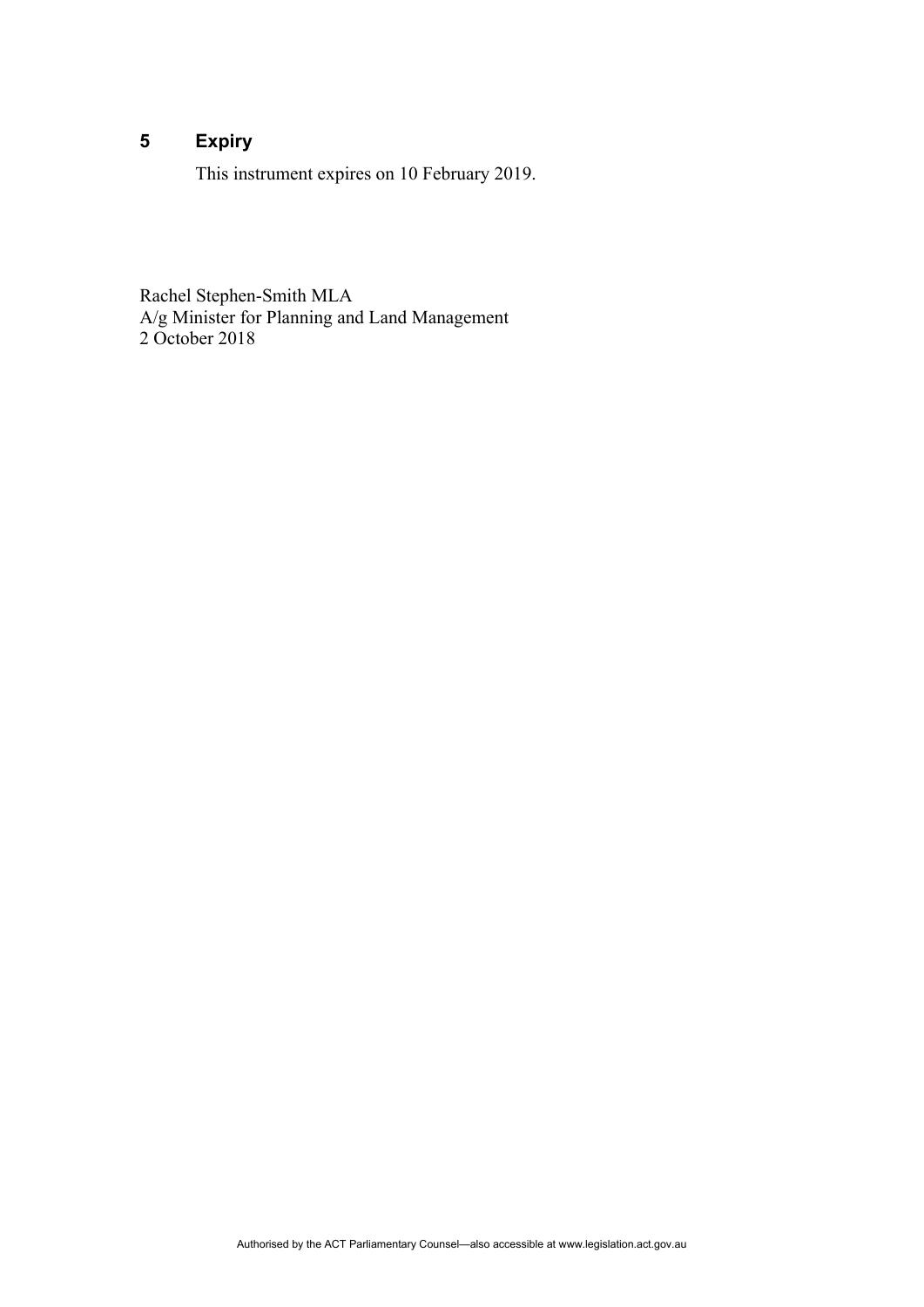## 5 Expiry

This instrument expires on 10 February 2019.

Rachel Stephen-Smith MLA
A/g Minister for Planning and Land Management
2 October 2018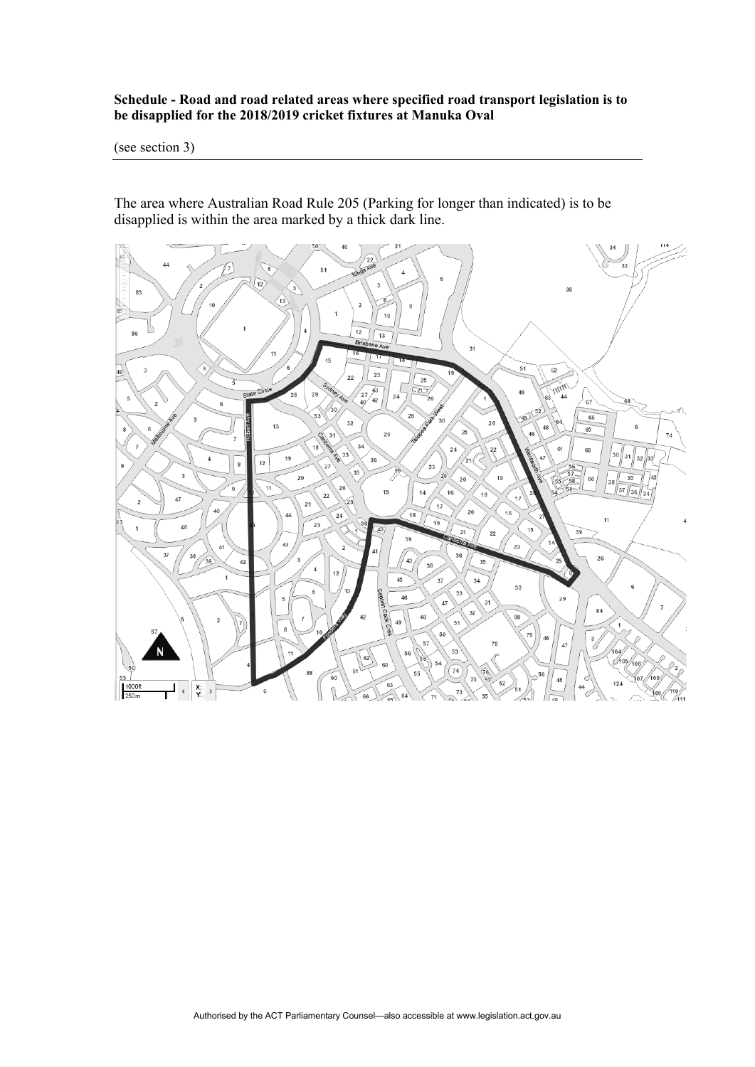**Schedule - Road and road related areas where specified road transport legislation is to be disapplied for the 2018/2019 cricket fixtures at Manuka Oval**

(see section 3)

The area where Australian Road Rule 205 (Parking for longer than indicated) is to be disapplied is within the area marked by a thick dark line.